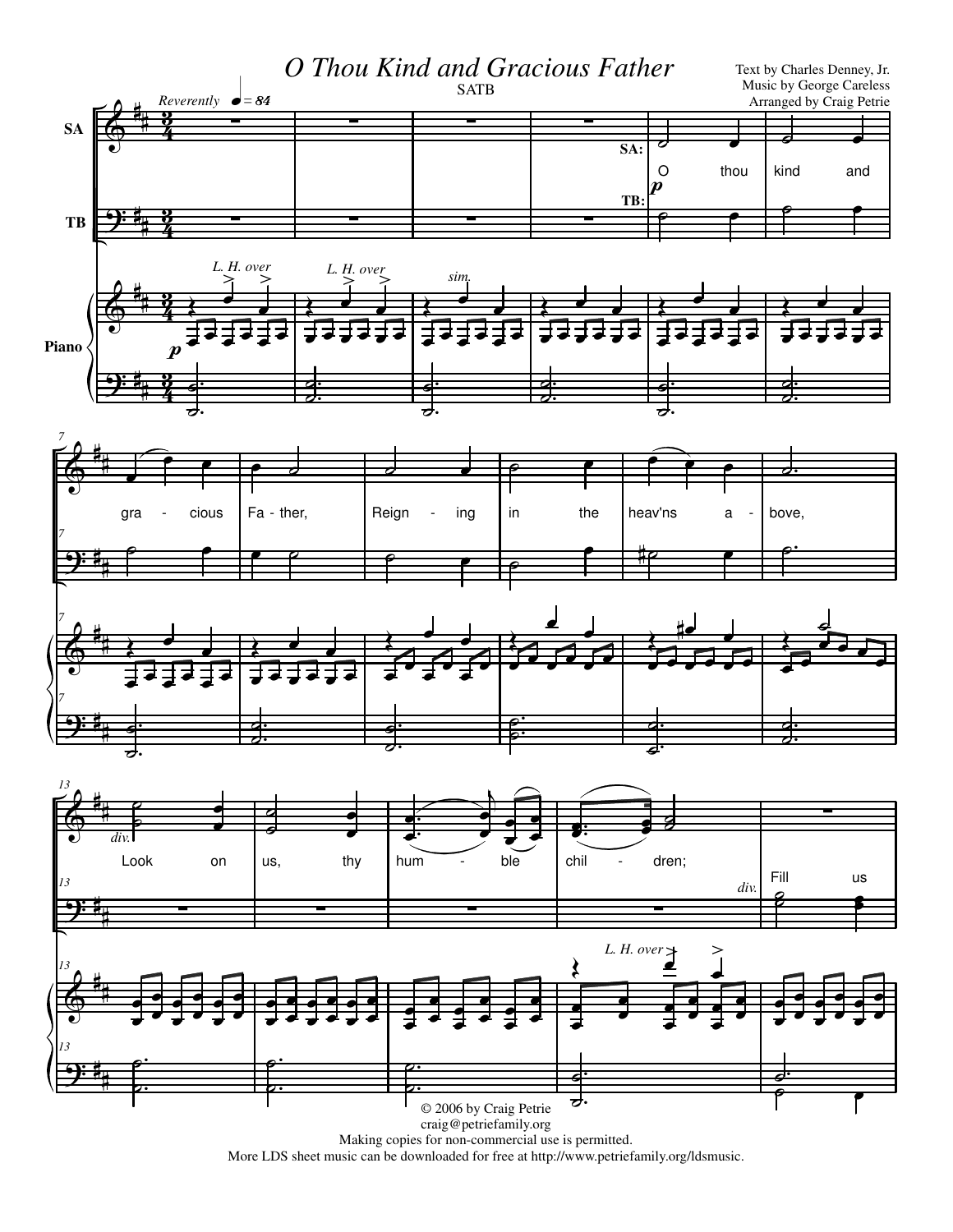# O Thou Kind and Gracious Father

SATB

Text by Charles Denney, Jr.
Music by George Careless
Arranged by Craig Petrie

*Reverently* ♩ = 84

O thou kind and gracious Father, Reigning in the heav'ns above, Look on us, thy humble children; Fill us

© 2006 by Craig Petrie
craig@petriefamily.org
Making copies for non-commercial use is permitted.
More LDS sheet music can be downloaded for free at http://www.petriefamily.org/ldsmusic.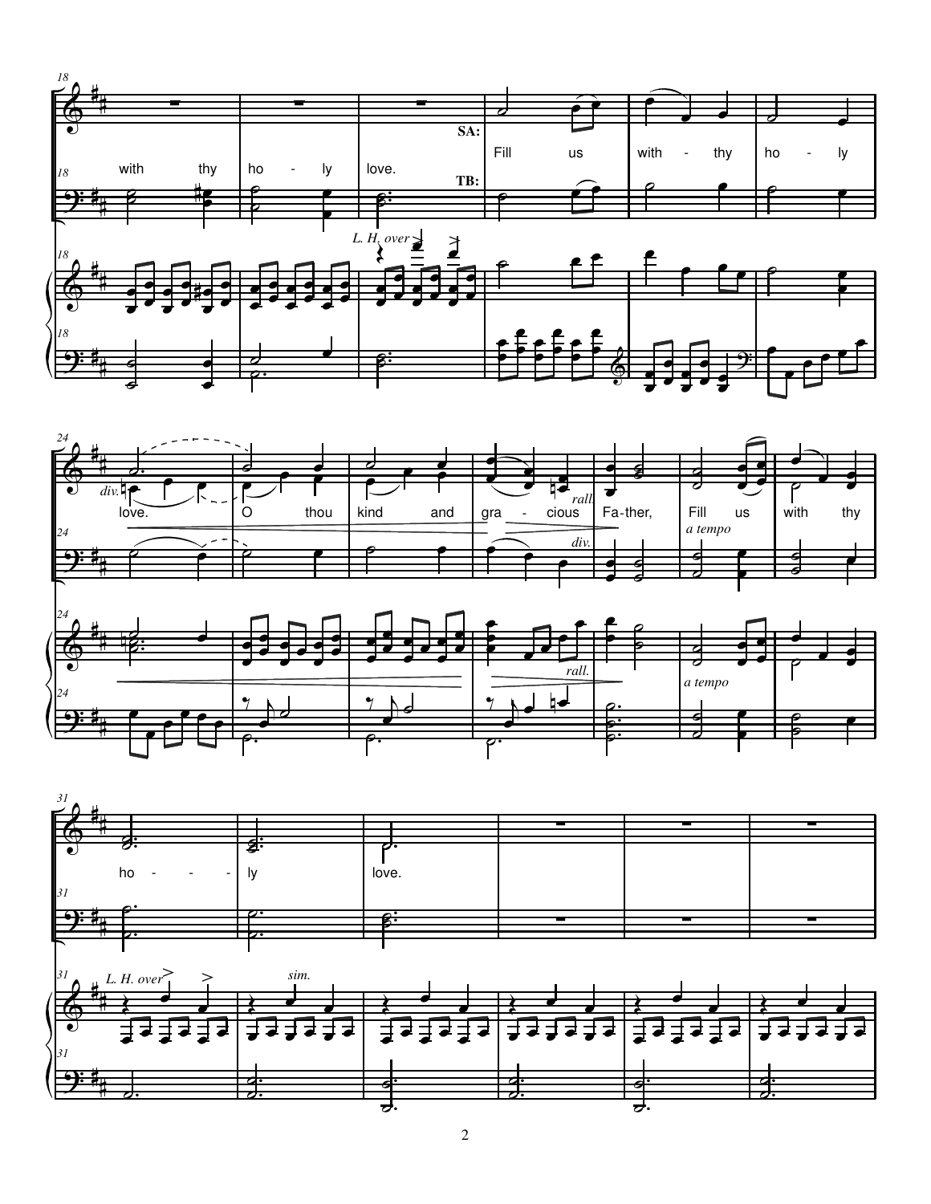with thy ho - ly love.

SA: Fill us with - thy ho - ly love. O thou kind and gra - cious Fa-ther, Fill us with thy ho - - - ly love.

TB:

*L. H. over*

*div.*

*rall.*

*a tempo*

*L. H. over*

*sim.*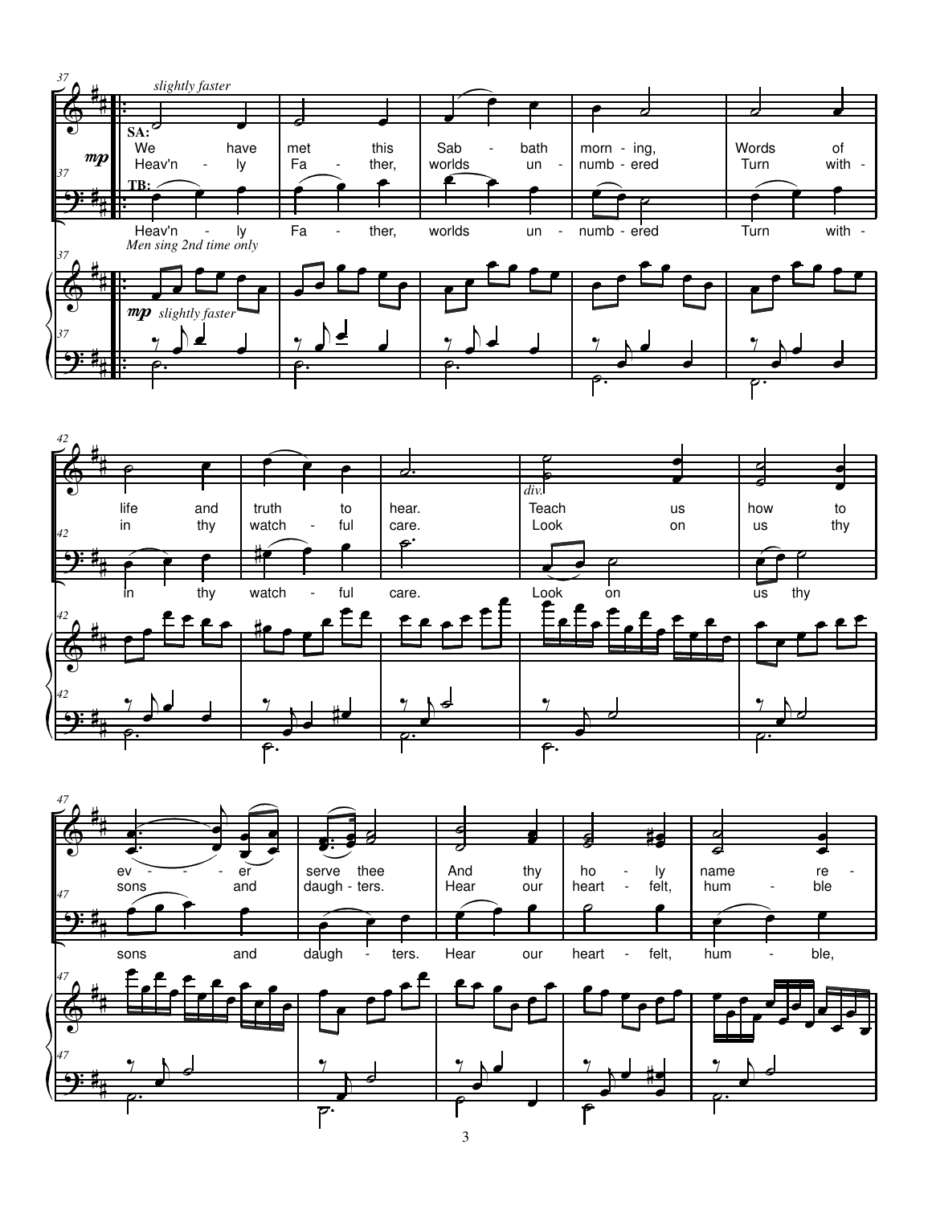*slightly faster*

**SA:**

Verse 1: We have met this Sabbath morning, Words of life and truth to hear. Teach us how to ev - er serve thee And thy ho - ly name re -

Verse 2: Heav'n - ly Fa - ther, worlds un - numb - ered Turn with - in thy watch - ful care. Look on us thy sons and daugh - ters. Hear our heart - felt, hum - ble

*div.*

**TB:**

Heav'n - ly Fa - ther, worlds un - numb - ered Turn with - in thy watch - ful care. Look on us thy sons and daugh - ters. Hear our heart - felt, hum - ble,

*Men sing 2nd time only*

**Piano:** *mp* *slightly faster*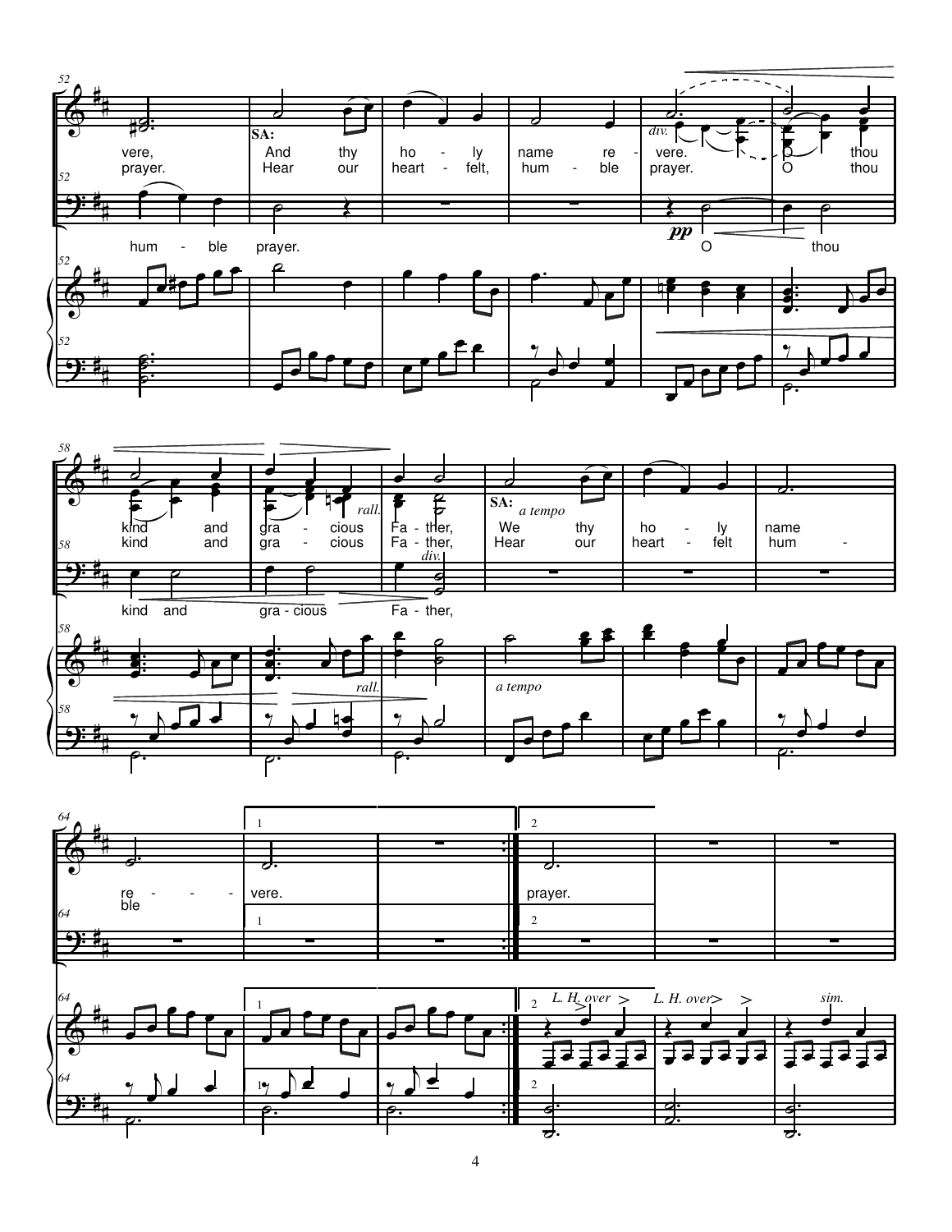52

vere, | SA: And thy ho - ly name re - vere. *div.* O thou

prayer. Hear our heart - felt, hum - ble prayer. O thou

hum - ble prayer. **pp** O thou

58

kind and gra - cious *rall.* Fa - ther, SA: *a tempo* We thy ho - ly name

kind and gra - cious Fa - ther, Hear our heart - felt hum -

*div.*

kind and gra - cious Fa - ther,

*rall.* *a tempo*

64

re - - - vere. | 1 | 2 prayer.

ble

*L. H. over* *L. H. over* *sim.*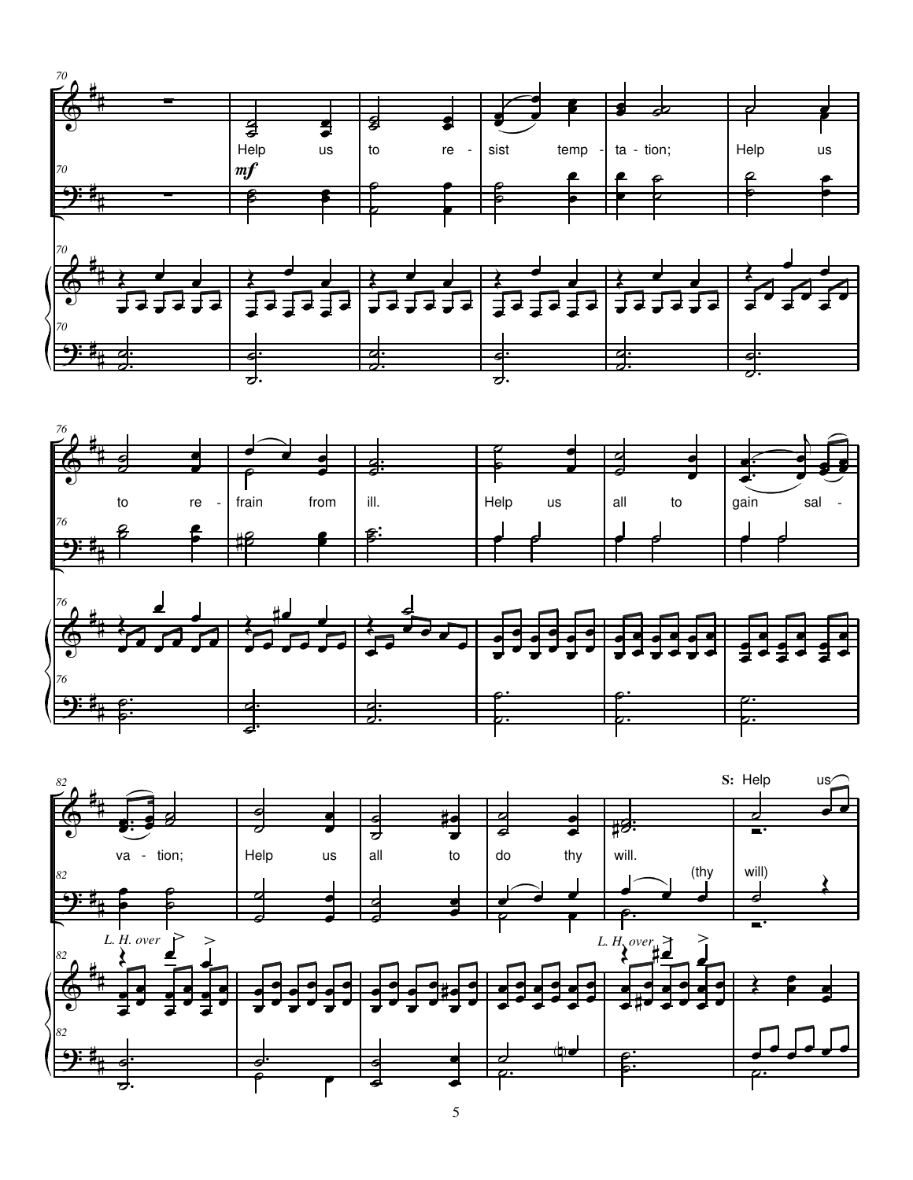Help us to resist temptation; Help us to refrain from ill. Help us all to gain salvation; Help us all to do thy will.

*mf*

(thy will)

S: Help us

*L. H. over*

*L. H. over*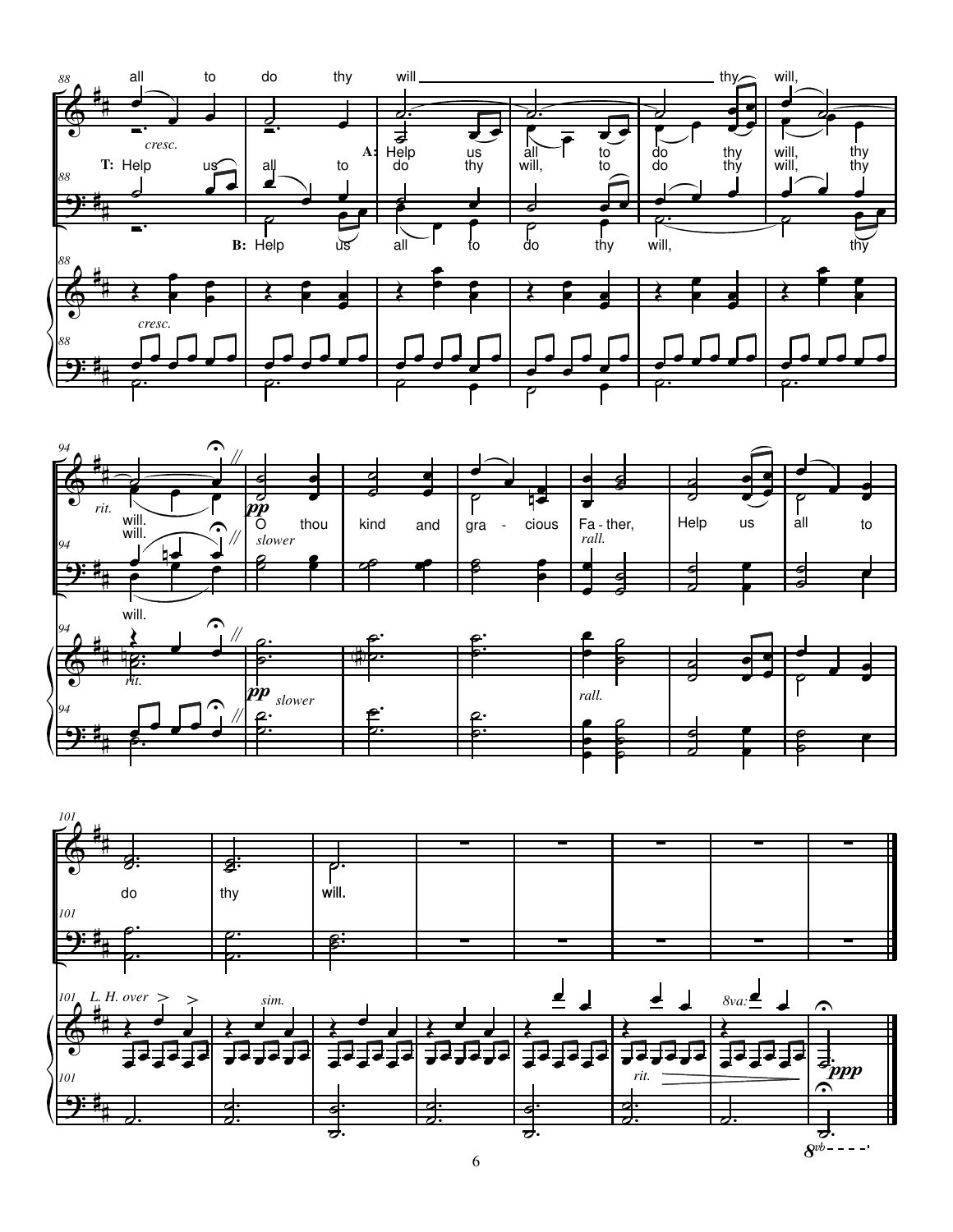all to do thy will thy will,

*cresc.*

T: Help us all to do thy will, to do thy will, thy

A: Help us all to do thy will, thy

B: Help us all to do thy will, thy

*cresc.*

*rit.*

will.

will.

will.

O thou kind and gra - cious Fa - ther, Help us all to

*pp* *slower*

*rall.*

do thy will.

*L. H. over*

*sim.*

*8va:*

*rit.*

*ppp*

*8vb*